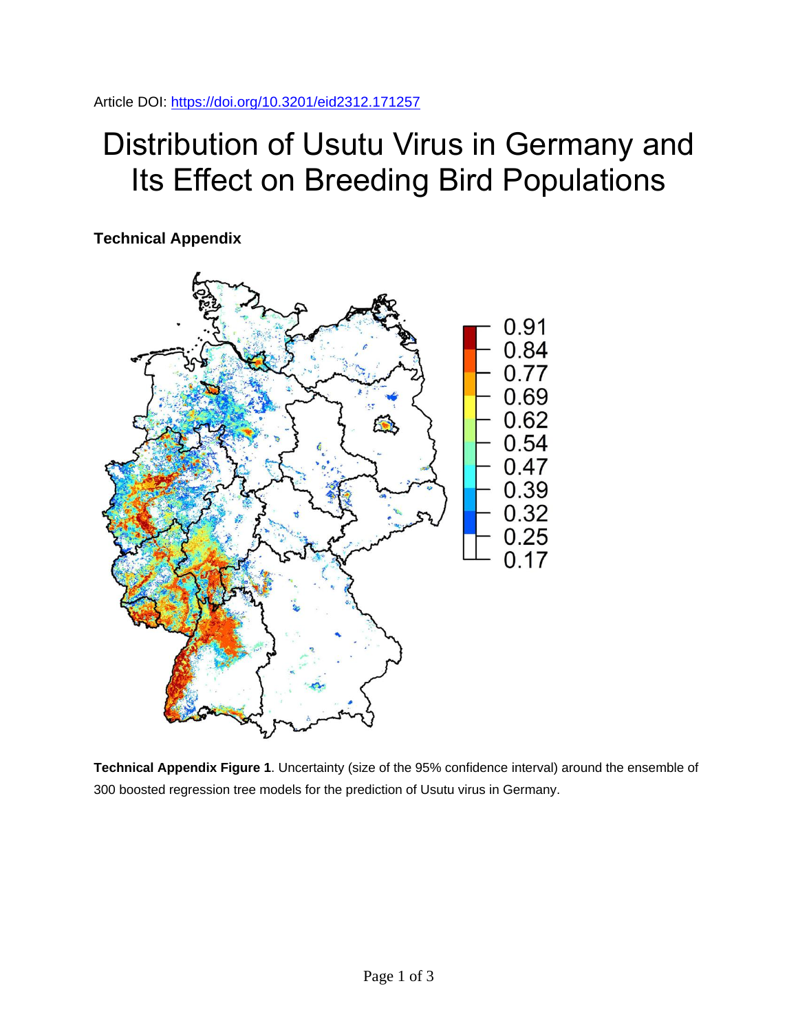Article DOI: https://doi.org/10.3201/eid2312.171257

# Distribution of Usutu Virus in Germany and Its Effect on Breeding Bird Populations

## Technical Appendix

**Technical Appendix Figure 1**. Uncertainty (size of the 95% confidence interval) around the ensemble of 300 boosted regression tree models for the prediction of Usutu virus in Germany.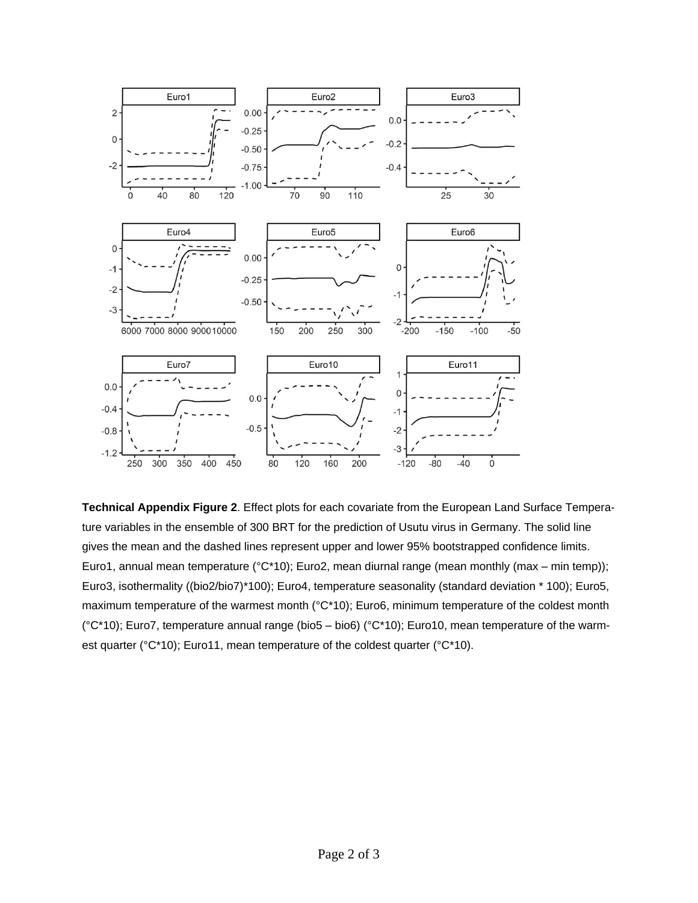**Technical Appendix Figure 2**. Effect plots for each covariate from the European Land Surface Temperature variables in the ensemble of 300 BRT for the prediction of Usutu virus in Germany. The solid line gives the mean and the dashed lines represent upper and lower 95% bootstrapped confidence limits. Euro1, annual mean temperature (°C*10); Euro2, mean diurnal range (mean monthly (max – min temp)); Euro3, isothermality ((bio2/bio7)*100); Euro4, temperature seasonality (standard deviation * 100); Euro5, maximum temperature of the warmest month (°C*10); Euro6, minimum temperature of the coldest month (°C*10); Euro7, temperature annual range (bio5 – bio6) (°C*10); Euro10, mean temperature of the warmest quarter (°C*10); Euro11, mean temperature of the coldest quarter (°C*10).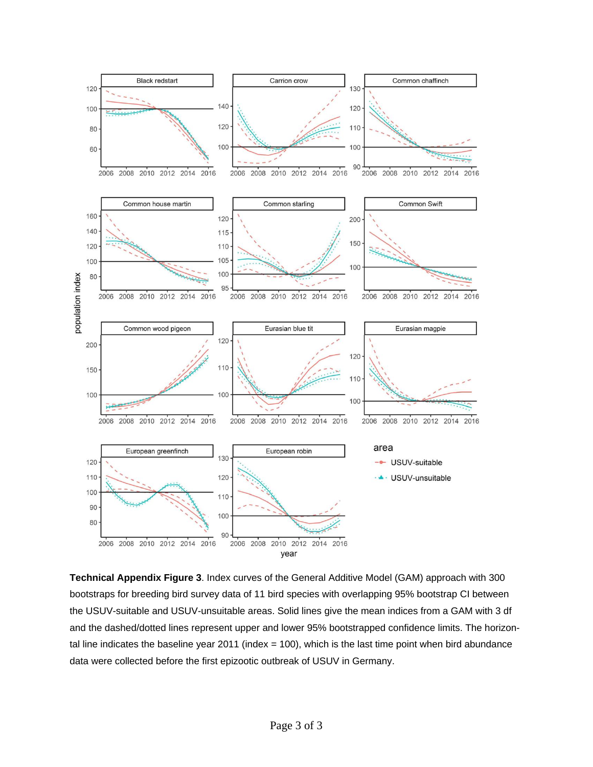Black redstart
Carrion crow
Common chaffinch
Common house martin
Common starling
Common Swift
Common wood pigeon
Eurasian blue tit
Eurasian magpie
European greenfinch
European robin

population index

year

2006 2008 2010 2012 2014 2016

area
USUV-suitable
USUV-unsuitable

**Technical Appendix Figure 3**. Index curves of the General Additive Model (GAM) approach with 300 bootstraps for breeding bird survey data of 11 bird species with overlapping 95% bootstrap CI between the USUV-suitable and USUV-unsuitable areas. Solid lines give the mean indices from a GAM with 3 df and the dashed/dotted lines represent upper and lower 95% bootstrapped confidence limits. The horizontal line indicates the baseline year 2011 (index = 100), which is the last time point when bird abundance data were collected before the first epizootic outbreak of USUV in Germany.